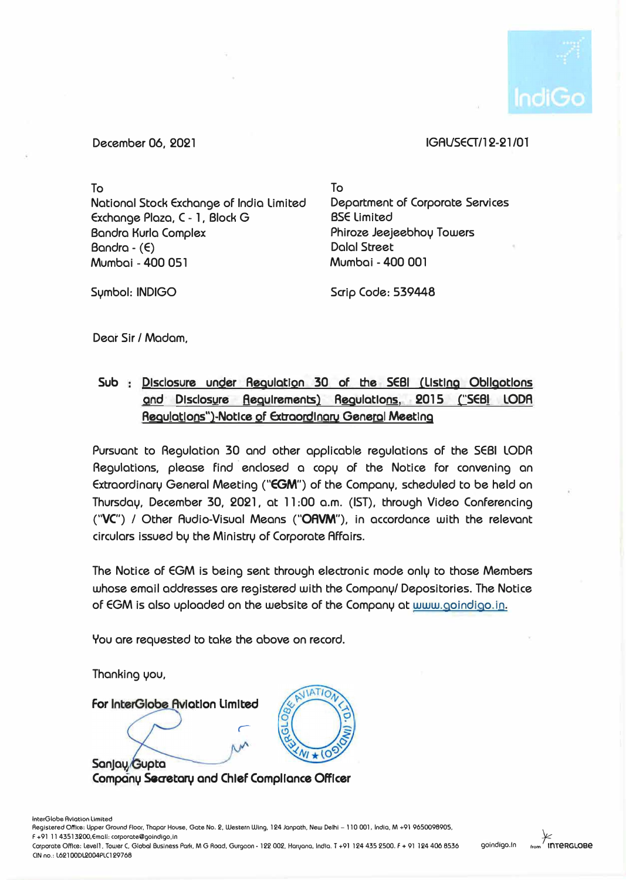December 06, 2021

IGAL/SECT/12-21/01

To
National Stock Exchange of India Limited
Exchange Plaza, C - 1, Block G
Bandra Kurla Complex
Bandra - (E)
Mumbai - 400 051

Symbol: INDIGO

To
Department of Corporate Services
BSE Limited
Phiroze Jeejeebhoy Towers
Dalal Street
Mumbai - 400 001

Scrip Code: 539448

Dear Sir / Madam,

**Sub : Disclosure under Regulation 30 of the SEBI (Listing Obligations and Disclosure Requirements) Regulations, 2015 ("SEBI LODR Regulations")-Notice of Extraordinary General Meeting**

Pursuant to Regulation 30 and other applicable regulations of the SEBI LODR Regulations, please find enclosed a copy of the Notice for convening an Extraordinary General Meeting ("**EGM**") of the Company, scheduled to be held on Thursday, December 30, 2021, at 11:00 a.m. (IST), through Video Conferencing ("**VC**") / Other Audio-Visual Means ("**OAVM**"), in accordance with the relevant circulars issued by the Ministry of Corporate Affairs.

The Notice of EGM is being sent through electronic mode only to those Members whose email addresses are registered with the Company/ Depositories. The Notice of EGM is also uploaded on the website of the Company at www.goindigo.in.

You are requested to take the above on record.

Thanking you,

**For InterGlobe Aviation Limited**

**Sanjay Gupta**
**Company Secretary and Chief Compliance Officer**

InterGlobe Aviation Limited
Registered Office: Upper Ground Floor, Thapar House, Gate No. 2, Western Wing, 124 Janpath, New Delhi – 110 001, India, M +91 9650098905, F +91 11 43513200, Email: corporate@goindigo.in
Corporate Office: Level1, Tower C, Global Business Park, M G Road, Gurgaon - 122 002, Haryana, India. T +91 124 435 2500. F + 91 124 406 8536
CIN no.: L62100DL2004PLC129768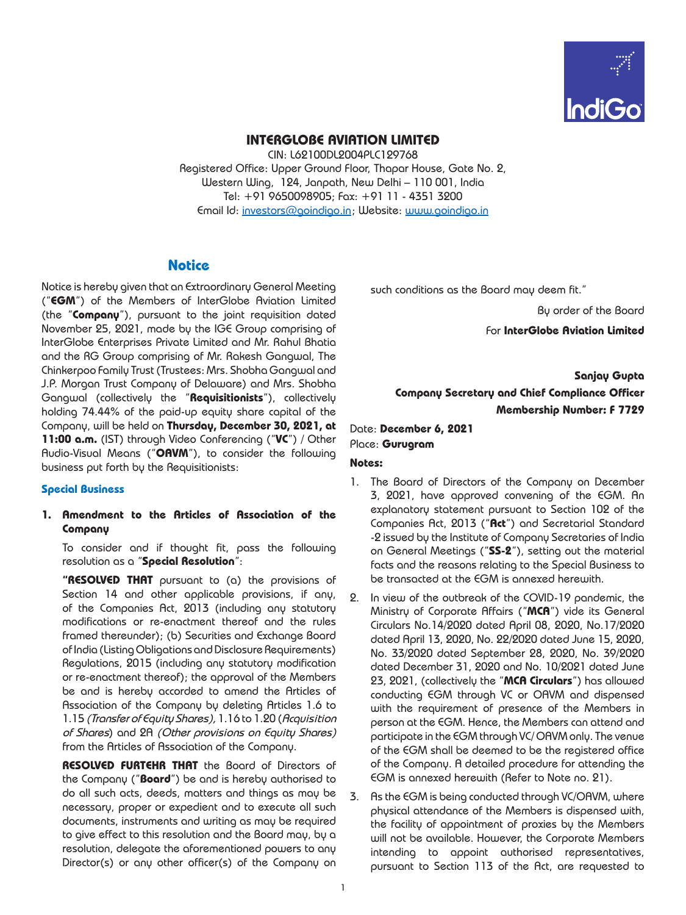## INTERGLOBE AVIATION LIMITED

CIN: L62100DL2004PLC129768
Registered Office: Upper Ground Floor, Thapar House, Gate No. 2,
Western Wing, 124, Janpath, New Delhi – 110 001, India
Tel: +91 9650098905; Fax: +91 11 - 4351 3200
Email Id: investors@goindigo.in; Website: www.goindigo.in

## Notice

Notice is hereby given that an Extraordinary General Meeting ("**EGM**") of the Members of InterGlobe Aviation Limited (the "**Company**"), pursuant to the joint requisition dated November 25, 2021, made by the IGE Group comprising of InterGlobe Enterprises Private Limited and Mr. Rahul Bhatia and the RG Group comprising of Mr. Rakesh Gangwal, The Chinkerpoo Family Trust (Trustees: Mrs. Shobha Gangwal and J.P. Morgan Trust Company of Delaware) and Mrs. Shobha Gangwal (collectively the "**Requisitionists**"), collectively holding 74.44% of the paid-up equity share capital of the Company, will be held on **Thursday, December 30, 2021, at 11:00 a.m.** (IST) through Video Conferencing ("**VC**") / Other Audio-Visual Means ("**OAVM**"), to consider the following business put forth by the Requisitionists:

### Special Business

**1. Amendment to the Articles of Association of the Company**

To consider and if thought fit, pass the following resolution as a "**Special Resolution**":

**"RESOLVED THAT** pursuant to (a) the provisions of Section 14 and other applicable provisions, if any, of the Companies Act, 2013 (including any statutory modifications or re-enactment thereof and the rules framed thereunder); (b) Securities and Exchange Board of India (Listing Obligations and Disclosure Requirements) Regulations, 2015 (including any statutory modification or re-enactment thereof); the approval of the Members be and is hereby accorded to amend the Articles of Association of the Company by deleting Articles 1.6 to 1.15 *(Transfer of Equity Shares),* 1.16 to 1.20 (*Acquisition of Shares*) and 2A *(Other provisions on Equity Shares)* from the Articles of Association of the Company.

**RESOLVED FURTEHR THAT** the Board of Directors of the Company ("**Board**") be and is hereby authorised to do all such acts, deeds, matters and things as may be necessary, proper or expedient and to execute all such documents, instruments and writing as may be required to give effect to this resolution and the Board may, by a resolution, delegate the aforementioned powers to any Director(s) or any other officer(s) of the Company on such conditions as the Board may deem fit."

By order of the Board

For **InterGlobe Aviation Limited**

**Sanjay Gupta**
**Company Secretary and Chief Compliance Officer**
**Membership Number: F 7729**

Date: **December 6, 2021**
Place: **Gurugram**

**Notes:**

1. The Board of Directors of the Company on December 3, 2021, have approved convening of the EGM. An explanatory statement pursuant to Section 102 of the Companies Act, 2013 ("**Act**") and Secretarial Standard -2 issued by the Institute of Company Secretaries of India on General Meetings ("**SS-2**"), setting out the material facts and the reasons relating to the Special Business to be transacted at the EGM is annexed herewith.
2. In view of the outbreak of the COVID-19 pandemic, the Ministry of Corporate Affairs ("**MCA**") vide its General Circulars No.14/2020 dated April 08, 2020, No.17/2020 dated April 13, 2020, No. 22/2020 dated June 15, 2020, No. 33/2020 dated September 28, 2020, No. 39/2020 dated December 31, 2020 and No. 10/2021 dated June 23, 2021, (collectively the "**MCA Circulars**") has allowed conducting EGM through VC or OAVM and dispensed with the requirement of presence of the Members in person at the EGM. Hence, the Members can attend and participate in the EGM through VC/ OAVM only. The venue of the EGM shall be deemed to be the registered office of the Company. A detailed procedure for attending the EGM is annexed herewith (Refer to Note no. 21).
3. As the EGM is being conducted through VC/OAVM, where physical attendance of the Members is dispensed with, the facility of appointment of proxies by the Members will not be available. However, the Corporate Members intending to appoint authorised representatives, pursuant to Section 113 of the Act, are requested to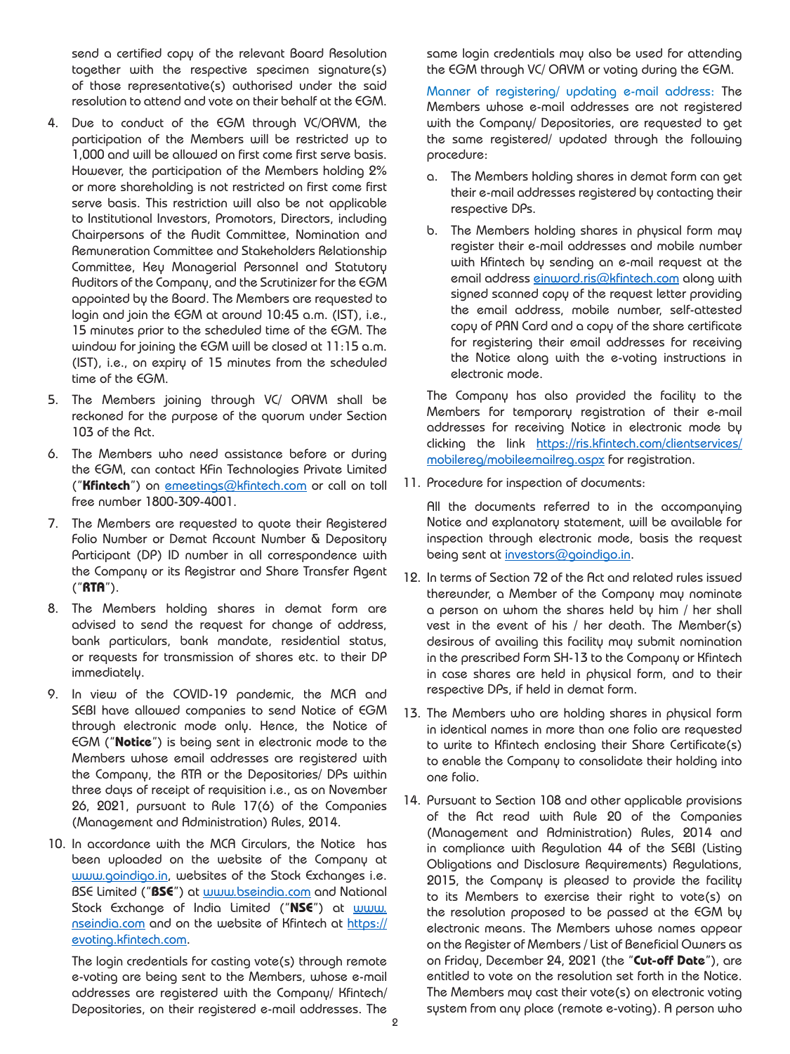send a certified copy of the relevant Board Resolution together with the respective specimen signature(s) of those representative(s) authorised under the said resolution to attend and vote on their behalf at the EGM.

4. Due to conduct of the EGM through VC/OAVM, the participation of the Members will be restricted up to 1,000 and will be allowed on first come first serve basis. However, the participation of the Members holding 2% or more shareholding is not restricted on first come first serve basis. This restriction will also be not applicable to Institutional Investors, Promoters, Directors, including Chairpersons of the Audit Committee, Nomination and Remuneration Committee and Stakeholders Relationship Committee, Key Managerial Personnel and Statutory Auditors of the Company, and the Scrutinizer for the EGM appointed by the Board. The Members are requested to login and join the EGM at around 10:45 a.m. (IST), i.e., 15 minutes prior to the scheduled time of the EGM. The window for joining the EGM will be closed at 11:15 a.m. (IST), i.e., on expiry of 15 minutes from the scheduled time of the EGM.

5. The Members joining through VC/ OAVM shall be reckoned for the purpose of the quorum under Section 103 of the Act.

6. The Members who need assistance before or during the EGM, can contact KFin Technologies Private Limited ("**Kfintech**") on emeetings@kfintech.com or call on toll free number 1800-309-4001.

7. The Members are requested to quote their Registered Folio Number or Demat Account Number & Depository Participant (DP) ID number in all correspondence with the Company or its Registrar and Share Transfer Agent ("**RTA**").

8. The Members holding shares in demat form are advised to send the request for change of address, bank particulars, bank mandate, residential status, or requests for transmission of shares etc. to their DP immediately.

9. In view of the COVID-19 pandemic, the MCA and SEBI have allowed companies to send Notice of EGM through electronic mode only. Hence, the Notice of EGM ("**Notice**") is being sent in electronic mode to the Members whose email addresses are registered with the Company, the RTA or the Depositories/ DPs within three days of receipt of requisition i.e., as on November 26, 2021, pursuant to Rule 17(6) of the Companies (Management and Administration) Rules, 2014.

10. In accordance with the MCA Circulars, the Notice has been uploaded on the website of the Company at www.goindigo.in, websites of the Stock Exchanges i.e. BSE Limited ("**BSE**") at www.bseindia.com and National Stock Exchange of India Limited ("**NSE**") at www.nseindia.com and on the website of Kfintech at https://evoting.kfintech.com.

    The login credentials for casting vote(s) through remote e-voting are being sent to the Members, whose e-mail addresses are registered with the Company/ Kfintech/ Depositories, on their registered e-mail addresses. The same login credentials may also be used for attending the EGM through VC/ OAVM or voting during the EGM.

    Manner of registering/ updating e-mail address: The Members whose e-mail addresses are not registered with the Company/ Depositories, are requested to get the same registered/ updated through the following procedure:

    a. The Members holding shares in demat form can get their e-mail addresses registered by contacting their respective DPs.

    b. The Members holding shares in physical form may register their e-mail addresses and mobile number with Kfintech by sending an e-mail request at the email address einward.ris@kfintech.com along with signed scanned copy of the request letter providing the email address, mobile number, self-attested copy of PAN Card and a copy of the share certificate for registering their email addresses for receiving the Notice along with the e-voting instructions in electronic mode.

    The Company has also provided the facility to the Members for temporary registration of their e-mail addresses for receiving Notice in electronic mode by clicking the link https://ris.kfintech.com/clientservices/mobilereg/mobileemailreg.aspx for registration.

11. Procedure for inspection of documents:

    All the documents referred to in the accompanying Notice and explanatory statement, will be available for inspection through electronic mode, basis the request being sent at investors@goindigo.in.

12. In terms of Section 72 of the Act and related rules issued thereunder, a Member of the Company may nominate a person on whom the shares held by him / her shall vest in the event of his / her death. The Member(s) desirous of availing this facility may submit nomination in the prescribed Form SH-13 to the Company or Kfintech in case shares are held in physical form, and to their respective DPs, if held in demat form.

13. The Members who are holding shares in physical form in identical names in more than one folio are requested to write to Kfintech enclosing their Share Certificate(s) to enable the Company to consolidate their holding into one folio.

14. Pursuant to Section 108 and other applicable provisions of the Act read with Rule 20 of the Companies (Management and Administration) Rules, 2014 and in compliance with Regulation 44 of the SEBI (Listing Obligations and Disclosure Requirements) Regulations, 2015, the Company is pleased to provide the facility to its Members to exercise their right to vote(s) on the resolution proposed to be passed at the EGM by electronic means. The Members whose names appear on the Register of Members / List of Beneficial Owners as on Friday, December 24, 2021 (the "**Cut-off Date**"), are entitled to vote on the resolution set forth in the Notice. The Members may cast their vote(s) on electronic voting system from any place (remote e-voting). A person who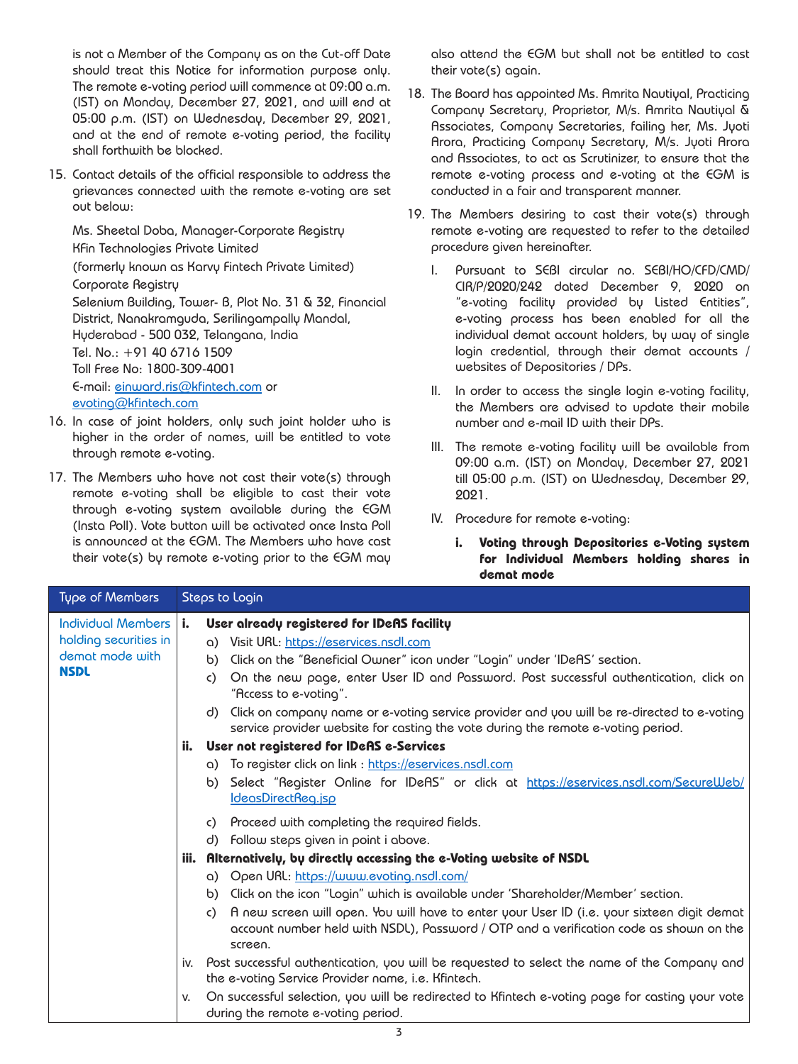is not a Member of the Company as on the Cut-off Date should treat this Notice for information purpose only. The remote e-voting period will commence at 09:00 a.m. (IST) on Monday, December 27, 2021, and will end at 05:00 p.m. (IST) on Wednesday, December 29, 2021, and at the end of remote e-voting period, the facility shall forthwith be blocked.

15. Contact details of the official responsible to address the grievances connected with the remote e-voting are set out below:

    Ms. Sheetal Doba, Manager-Corporate Registry
    KFin Technologies Private Limited
    (formerly known as Karvy Fintech Private Limited)
    Corporate Registry
    Selenium Building, Tower- B, Plot No. 31 & 32, Financial District, Nanakramguda, Serilingampally Mandal, Hyderabad - 500 032, Telangana, India
    Tel. No.: +91 40 6716 1509
    Toll Free No: 1800-309-4001
    E-mail: einward.ris@kfintech.com or evoting@kfintech.com

16. In case of joint holders, only such joint holder who is higher in the order of names, will be entitled to vote through remote e-voting.

17. The Members who have not cast their vote(s) through remote e-voting shall be eligible to cast their vote through e-voting system available during the EGM (Insta Poll). Vote button will be activated once Insta Poll is announced at the EGM. The Members who have cast their vote(s) by remote e-voting prior to the EGM may also attend the EGM but shall not be entitled to cast their vote(s) again.

18. The Board has appointed Ms. Amrita Nautiyal, Practicing Company Secretary, Proprietor, M/s. Amrita Nautiyal & Associates, Company Secretaries, failing her, Ms. Jyoti Arora, Practicing Company Secretary, M/s. Jyoti Arora and Associates, to act as Scrutinizer, to ensure that the remote e-voting process and e-voting at the EGM is conducted in a fair and transparent manner.

19. The Members desiring to cast their vote(s) through remote e-voting are requested to refer to the detailed procedure given hereinafter.

    I. Pursuant to SEBI circular no. SEBI/HO/CFD/CMD/CIR/P/2020/242 dated December 9, 2020 on "e-voting facility provided by Listed Entities", e-voting process has been enabled for all the individual demat account holders, by way of single login credential, through their demat accounts / websites of Depositories / DPs.

    II. In order to access the single login e-voting facility, the Members are advised to update their mobile number and e-mail ID with their DPs.

    III. The remote e-voting facility will be available from 09:00 a.m. (IST) on Monday, December 27, 2021 till 05:00 p.m. (IST) on Wednesday, December 29, 2021.

    IV. Procedure for remote e-voting:

    **i. Voting through Depositories e-Voting system for Individual Members holding shares in demat mode**

| Type of Members | Steps to Login |
|---|---|
| Individual Members holding securities in demat mode with **NSDL** | **i. User already registered for IDeAS facility**<br>a) Visit URL: https://eservices.nsdl.com<br>b) Click on the "Beneficial Owner" icon under "Login" under 'IDeAS' section.<br>c) On the new page, enter User ID and Password. Post successful authentication, click on "Access to e-voting".<br>d) Click on company name or e-voting service provider and you will be re-directed to e-voting service provider website for casting the vote during the remote e-voting period.<br>**ii. User not registered for IDeAS e-Services**<br>a) To register click on link : https://eservices.nsdl.com<br>b) Select "Register Online for IDeAS" or click at https://eservices.nsdl.com/SecureWeb/IdeasDirectReg.jsp<br>c) Proceed with completing the required fields.<br>d) Follow steps given in point i above.<br>**iii. Alternatively, by directly accessing the e-Voting website of NSDL**<br>a) Open URL: https://www.evoting.nsdl.com/<br>b) Click on the icon "Login" which is available under 'Shareholder/Member' section.<br>c) A new screen will open. You will have to enter your User ID (i.e. your sixteen digit demat account number held with NSDL), Password / OTP and a verification code as shown on the screen.<br>iv. Post successful authentication, you will be requested to select the name of the Company and the e-voting Service Provider name, i.e. Kfintech.<br>v. On successful selection, you will be redirected to Kfintech e-voting page for casting your vote during the remote e-voting period. |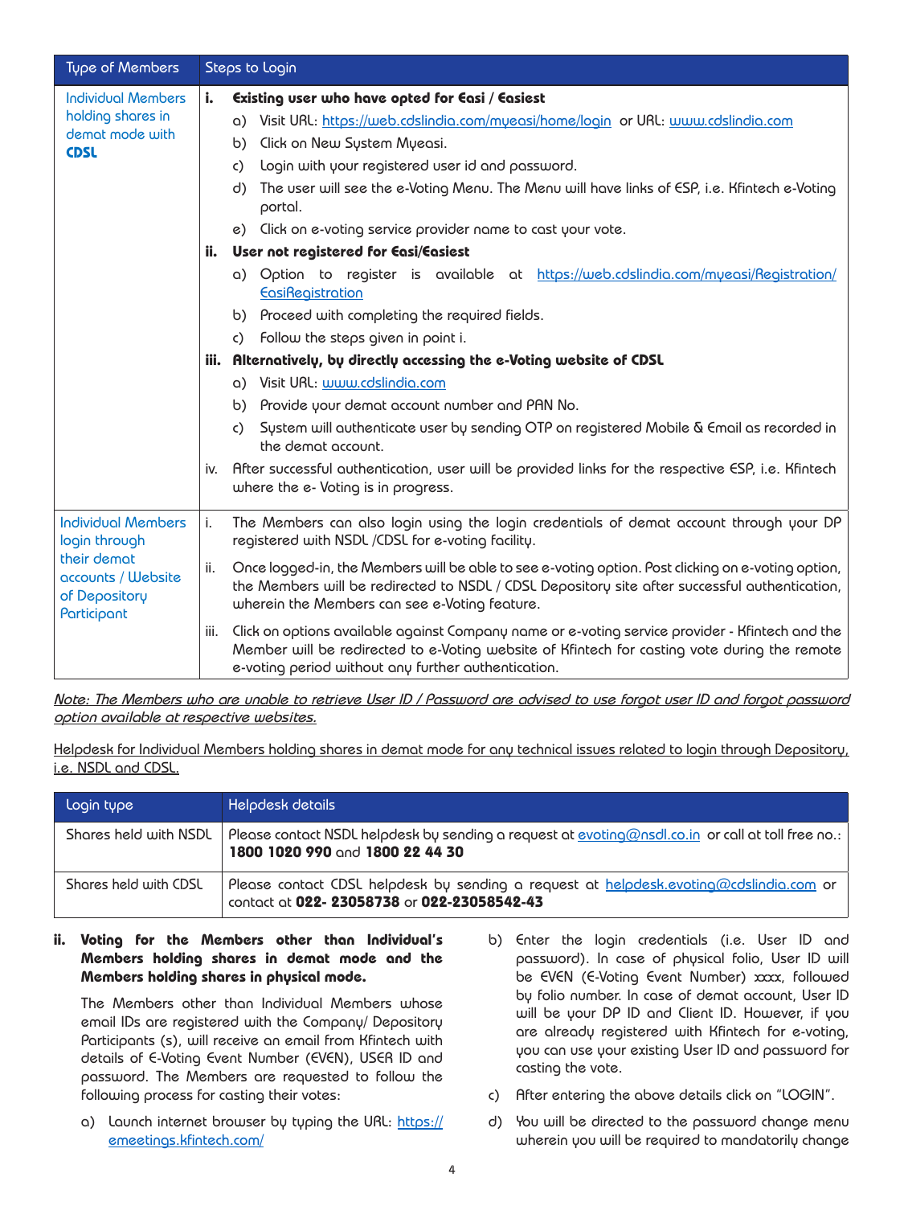| Type of Members | Steps to Login |
|---|---|
| Individual Members holding shares in demat mode with **CDSL** | **i. Existing user who have opted for Easi / Easiest**<br>a) Visit URL: https://web.cdslindia.com/myeasi/home/login or URL: www.cdslindia.com<br>b) Click on New System Myeasi.<br>c) Login with your registered user id and password.<br>d) The user will see the e-Voting Menu. The Menu will have links of ESP, i.e. Kfintech e-Voting portal.<br>e) Click on e-voting service provider name to cast your vote.<br>**ii. User not registered for Easi/Easiest**<br>a) Option to register is available at https://web.cdslindia.com/myeasi/Registration/EasiRegistration<br>b) Proceed with completing the required fields.<br>c) Follow the steps given in point i.<br>**iii. Alternatively, by directly accessing the e-Voting website of CDSL**<br>a) Visit URL: www.cdslindia.com<br>b) Provide your demat account number and PAN No.<br>c) System will authenticate user by sending OTP on registered Mobile & Email as recorded in the demat account.<br>iv. After successful authentication, user will be provided links for the respective ESP, i.e. Kfintech where the e- Voting is in progress. |
| Individual Members login through their demat accounts / Website of Depository Participant | i. The Members can also login using the login credentials of demat account through your DP registered with NSDL /CDSL for e-voting facility.<br>ii. Once logged-in, the Members will be able to see e-voting option. Post clicking on e-voting option, the Members will be redirected to NSDL / CDSL Depository site after successful authentication, wherein the Members can see e-Voting feature.<br>iii. Click on options available against Company name or e-voting service provider - Kfintech and the Member will be redirected to e-Voting website of Kfintech for casting vote during the remote e-voting period without any further authentication. |

*Note: The Members who are unable to retrieve User ID / Password are advised to use forgot user ID and forgot password option available at respective websites.*

Helpdesk for Individual Members holding shares in demat mode for any technical issues related to login through Depository, i.e. NSDL and CDSL.

| Login type | Helpdesk details |
|---|---|
| Shares held with NSDL | Please contact NSDL helpdesk by sending a request at evoting@nsdl.co.in or call at toll free no.: **1800 1020 990** and **1800 22 44 30** |
| Shares held with CDSL | Please contact CDSL helpdesk by sending a request at helpdesk.evoting@cdslindia.com or contact at **022- 23058738** or **022-23058542-43** |

**ii. Voting for the Members other than Individual's Members holding shares in demat mode and the Members holding shares in physical mode.**

The Members other than Individual Members whose email IDs are registered with the Company/ Depository Participants (s), will receive an email from Kfintech with details of E-Voting Event Number (EVEN), USER ID and password. The Members are requested to follow the following process for casting their votes:

a) Launch internet browser by typing the URL: https://emeetings.kfintech.com/

b) Enter the login credentials (i.e. User ID and password). In case of physical folio, User ID will be EVEN (E-Voting Event Number) xxxx, followed by folio number. In case of demat account, User ID will be your DP ID and Client ID. However, if you are already registered with Kfintech for e-voting, you can use your existing User ID and password for casting the vote.

c) After entering the above details click on "LOGIN".

d) You will be directed to the password change menu wherein you will be required to mandatorily change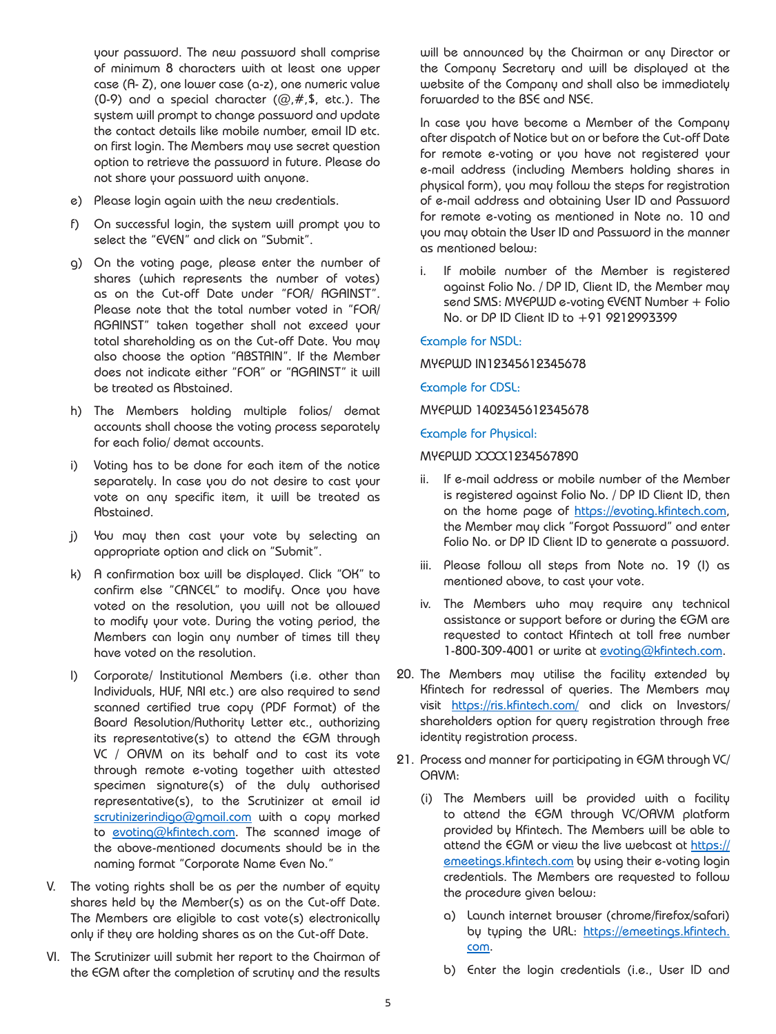your password. The new password shall comprise of minimum 8 characters with at least one upper case (A- Z), one lower case (a-z), one numeric value (0-9) and a special character (@,#,$, etc.). The system will prompt to change password and update the contact details like mobile number, email ID etc. on first login. The Members may use secret question option to retrieve the password in future. Please do not share your password with anyone.

e) Please login again with the new credentials.

f) On successful login, the system will prompt you to select the "EVEN" and click on "Submit".

g) On the voting page, please enter the number of shares (which represents the number of votes) as on the Cut-off Date under "FOR/ AGAINST". Please note that the total number voted in "FOR/ AGAINST" taken together shall not exceed your total shareholding as on the Cut-off Date. You may also choose the option "ABSTAIN". If the Member does not indicate either "FOR" or "AGAINST" it will be treated as Abstained.

h) The Members holding multiple folios/ demat accounts shall choose the voting process separately for each folio/ demat accounts.

i) Voting has to be done for each item of the notice separately. In case you do not desire to cast your vote on any specific item, it will be treated as Abstained.

j) You may then cast your vote by selecting an appropriate option and click on "Submit".

k) A confirmation box will be displayed. Click "OK" to confirm else "CANCEL" to modify. Once you have voted on the resolution, you will not be allowed to modify your vote. During the voting period, the Members can login any number of times till they have voted on the resolution.

l) Corporate/ Institutional Members (i.e. other than Individuals, HUF, NRI etc.) are also required to send scanned certified true copy (PDF Format) of the Board Resolution/Authority Letter etc., authorizing its representative(s) to attend the EGM through VC / OAVM on its behalf and to cast its vote through remote e-voting together with attested specimen signature(s) of the duly authorised representative(s), to the Scrutinizer at email id scrutinizerindigo@gmail.com with a copy marked to evoting@kfintech.com. The scanned image of the above-mentioned documents should be in the naming format "Corporate Name Even No."

V. The voting rights shall be as per the number of equity shares held by the Member(s) as on the Cut-off Date. The Members are eligible to cast vote(s) electronically only if they are holding shares as on the Cut-off Date.

VI. The Scrutinizer will submit her report to the Chairman of the EGM after the completion of scrutiny and the results will be announced by the Chairman or any Director or the Company Secretary and will be displayed at the website of the Company and shall also be immediately forwarded to the BSE and NSE.

In case you have become a Member of the Company after dispatch of Notice but on or before the Cut-off Date for remote e-voting or you have not registered your e-mail address (including Members holding shares in physical form), you may follow the steps for registration of e-mail address and obtaining User ID and Password for remote e-voting as mentioned in Note no. 10 and you may obtain the User ID and Password in the manner as mentioned below:

i. If mobile number of the Member is registered against Folio No. / DP ID, Client ID, the Member may send SMS: MYEPWD e-voting EVENT Number + Folio No. or DP ID Client ID to +91 9212993399

Example for NSDL:

MYEPWD IN12345612345678

Example for CDSL:

MYEPWD 1402345612345678

Example for Physical:

MYEPWD XXXX1234567890

ii. If e-mail address or mobile number of the Member is registered against Folio No. / DP ID Client ID, then on the home page of https://evoting.kfintech.com, the Member may click "Forgot Password" and enter Folio No. or DP ID Client ID to generate a password.

iii. Please follow all steps from Note no. 19 (I) as mentioned above, to cast your vote.

iv. The Members who may require any technical assistance or support before or during the EGM are requested to contact Kfintech at toll free number 1-800-309-4001 or write at evoting@kfintech.com.

20. The Members may utilise the facility extended by Kfintech for redressal of queries. The Members may visit https://ris.kfintech.com/ and click on Investors/ shareholders option for query registration through free identity registration process.

21. Process and manner for participating in EGM through VC/ OAVM:

(i) The Members will be provided with a facility to attend the EGM through VC/OAVM platform provided by Kfintech. The Members will be able to attend the EGM or view the live webcast at https://emeetings.kfintech.com by using their e-voting login credentials. The Members are requested to follow the procedure given below:

a) Launch internet browser (chrome/firefox/safari) by typing the URL: https://emeetings.kfintech.com.

b) Enter the login credentials (i.e., User ID and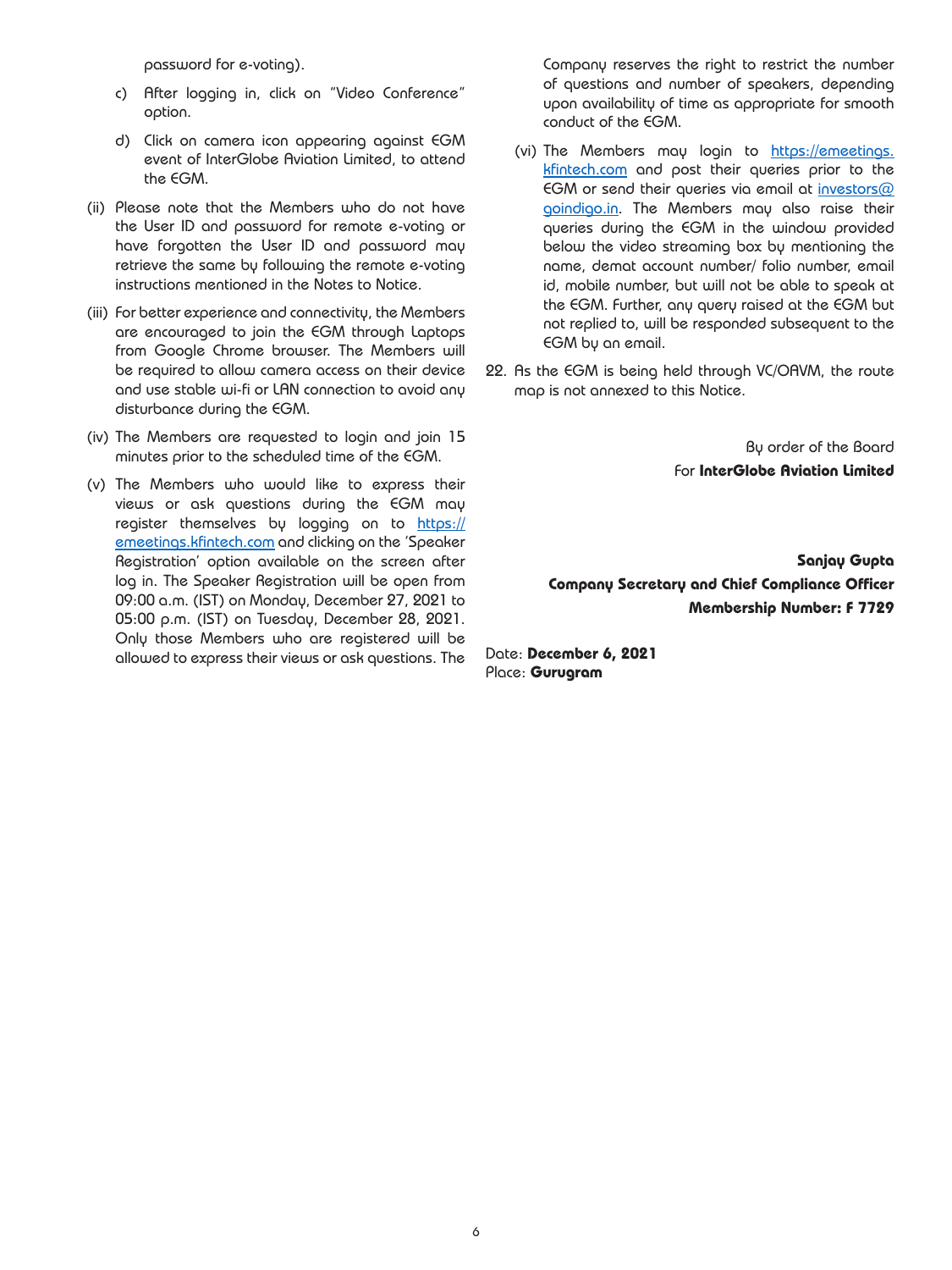password for e-voting).

c) After logging in, click on "Video Conference" option.

d) Click on camera icon appearing against EGM event of InterGlobe Aviation Limited, to attend the EGM.

(ii) Please note that the Members who do not have the User ID and password for remote e-voting or have forgotten the User ID and password may retrieve the same by following the remote e-voting instructions mentioned in the Notes to Notice.

(iii) For better experience and connectivity, the Members are encouraged to join the EGM through Laptops from Google Chrome browser. The Members will be required to allow camera access on their device and use stable wi-fi or LAN connection to avoid any disturbance during the EGM.

(iv) The Members are requested to login and join 15 minutes prior to the scheduled time of the EGM.

(v) The Members who would like to express their views or ask questions during the EGM may register themselves by logging on to https://emeetings.kfintech.com and clicking on the 'Speaker Registration' option available on the screen after log in. The Speaker Registration will be open from 09:00 a.m. (IST) on Monday, December 27, 2021 to 05:00 p.m. (IST) on Tuesday, December 28, 2021. Only those Members who are registered will be allowed to express their views or ask questions. The Company reserves the right to restrict the number of questions and number of speakers, depending upon availability of time as appropriate for smooth conduct of the EGM.

(vi) The Members may login to https://emeetings.kfintech.com and post their queries prior to the EGM or send their queries via email at investors@goindigo.in. The Members may also raise their queries during the EGM in the window provided below the video streaming box by mentioning the name, demat account number/ folio number, email id, mobile number, but will not be able to speak at the EGM. Further, any query raised at the EGM but not replied to, will be responded subsequent to the EGM by an email.

22. As the EGM is being held through VC/OAVM, the route map is not annexed to this Notice.

By order of the Board
For **InterGlobe Aviation Limited**

**Sanjay Gupta**
**Company Secretary and Chief Compliance Officer**
**Membership Number: F 7729**

Date: **December 6, 2021**
Place: **Gurugram**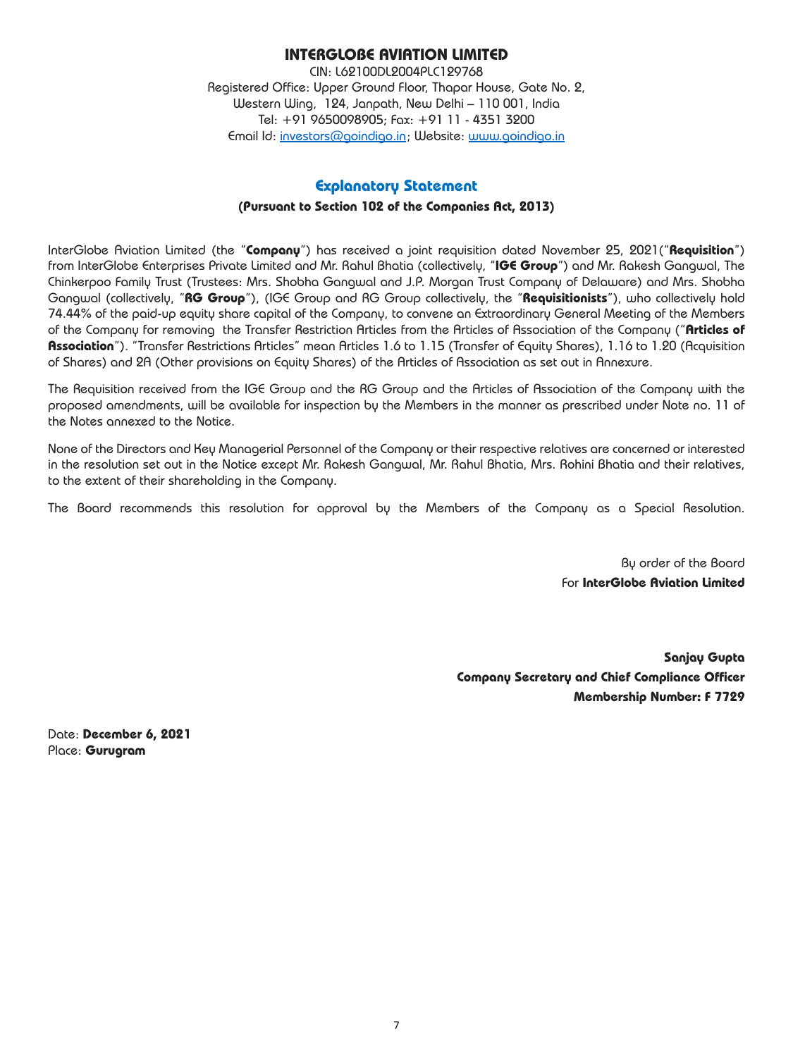# INTERGLOBE AVIATION LIMITED

CIN: L62100DL2004PLC129768
Registered Office: Upper Ground Floor, Thapar House, Gate No. 2,
Western Wing, 124, Janpath, New Delhi – 110 001, India
Tel: +91 9650098905; Fax: +91 11 - 4351 3200
Email Id: investors@goindigo.in; Website: www.goindigo.in

## Explanatory Statement

**(Pursuant to Section 102 of the Companies Act, 2013)**

InterGlobe Aviation Limited (the "**Company**") has received a joint requisition dated November 25, 2021("**Requisition**") from InterGlobe Enterprises Private Limited and Mr. Rahul Bhatia (collectively, "**IGE Group**") and Mr. Rakesh Gangwal, The Chinkerpoo Family Trust (Trustees: Mrs. Shobha Gangwal and J.P. Morgan Trust Company of Delaware) and Mrs. Shobha Gangwal (collectively, "**RG Group**"), (IGE Group and RG Group collectively, the "**Requisitionists**"), who collectively hold 74.44% of the paid-up equity share capital of the Company, to convene an Extraordinary General Meeting of the Members of the Company for removing the Transfer Restriction Articles from the Articles of Association of the Company ("**Articles of Association**"). "Transfer Restrictions Articles" mean Articles 1.6 to 1.15 (Transfer of Equity Shares), 1.16 to 1.20 (Acquisition of Shares) and 2A (Other provisions on Equity Shares) of the Articles of Association as set out in Annexure.

The Requisition received from the IGE Group and the RG Group and the Articles of Association of the Company with the proposed amendments, will be available for inspection by the Members in the manner as prescribed under Note no. 11 of the Notes annexed to the Notice.

None of the Directors and Key Managerial Personnel of the Company or their respective relatives are concerned or interested in the resolution set out in the Notice except Mr. Rakesh Gangwal, Mr. Rahul Bhatia, Mrs. Rohini Bhatia and their relatives, to the extent of their shareholding in the Company.

The Board recommends this resolution for approval by the Members of the Company as a Special Resolution.

By order of the Board
For **InterGlobe Aviation Limited**

**Sanjay Gupta**
**Company Secretary and Chief Compliance Officer**
**Membership Number: F 7729**

Date: **December 6, 2021**
Place: **Gurugram**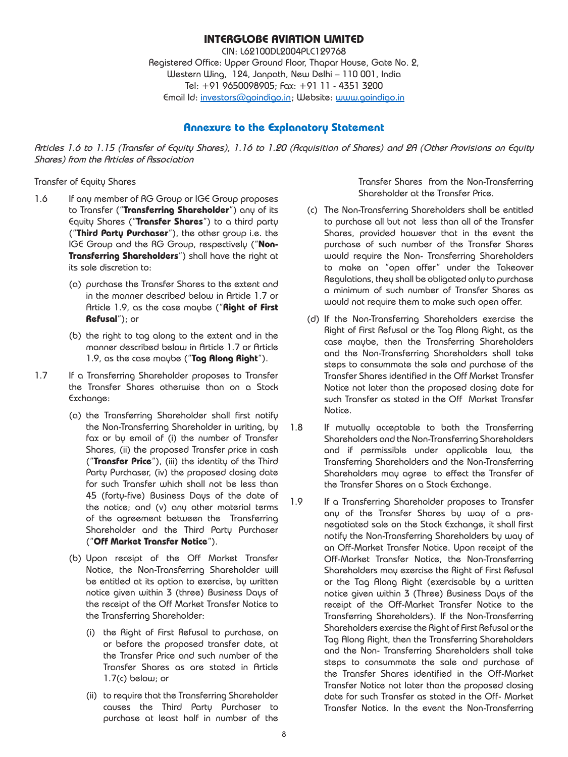# INTERGLOBE AVIATION LIMITED

CIN: L62100DL2004PLC129768
Registered Office: Upper Ground Floor, Thapar House, Gate No. 2,
Western Wing, 124, Janpath, New Delhi – 110 001, India
Tel: +91 9650098905; Fax: +91 11 - 4351 3200
Email Id: investors@goindigo.in; Website: www.goindigo.in

## Annexure to the Explanatory Statement

*Articles 1.6 to 1.15 (Transfer of Equity Shares), 1.16 to 1.20 (Acquisition of Shares) and 2A (Other Provisions on Equity Shares) from the Articles of Association*

Transfer of Equity Shares

1.6 If any member of RG Group or IGE Group proposes to Transfer ("**Transferring Shareholder**") any of its Equity Shares ("**Transfer Shares**") to a third party ("**Third Party Purchaser**"), the other group i.e. the IGE Group and the RG Group, respectively ("**Non-Transferring Shareholders**") shall have the right at its sole discretion to:

   (a) purchase the Transfer Shares to the extent and in the manner described below in Article 1.7 or Article 1.9, as the case maybe ("**Right of First Refusal**"); or

   (b) the right to tag along to the extent and in the manner described below in Article 1.7 or Article 1.9, as the case maybe ("**Tag Along Right**").

1.7 If a Transferring Shareholder proposes to Transfer the Transfer Shares otherwise than on a Stock Exchange:

   (a) the Transferring Shareholder shall first notify the Non-Transferring Shareholder in writing, by fax or by email of (i) the number of Transfer Shares, (ii) the proposed Transfer price in cash ("**Transfer Price**"), (iii) the identity of the Third Party Purchaser, (iv) the proposed closing date for such Transfer which shall not be less than 45 (forty-five) Business Days of the date of the notice; and (v) any other material terms of the agreement between the Transferring Shareholder and the Third Party Purchaser ("**Off Market Transfer Notice**").

   (b) Upon receipt of the Off Market Transfer Notice, the Non-Transferring Shareholder will be entitled at its option to exercise, by written notice given within 3 (three) Business Days of the receipt of the Off Market Transfer Notice to the Transferring Shareholder:

      (i) the Right of First Refusal to purchase, on or before the proposed transfer date, at the Transfer Price and such number of the Transfer Shares as are stated in Article 1.7(c) below; or

      (ii) to require that the Transferring Shareholder causes the Third Party Purchaser to purchase at least half in number of the Transfer Shares from the Non-Transferring Shareholder at the Transfer Price.

   (c) The Non-Transferring Shareholders shall be entitled to purchase all but not less than all of the Transfer Shares, provided however that in the event the purchase of such number of the Transfer Shares would require the Non- Transferring Shareholders to make an "open offer" under the Takeover Regulations, they shall be obligated only to purchase a minimum of such number of Transfer Shares as would not require them to make such open offer.

   (d) If the Non-Transferring Shareholders exercise the Right of First Refusal or the Tag Along Right, as the case maybe, then the Transferring Shareholders and the Non-Transferring Shareholders shall take steps to consummate the sale and purchase of the Transfer Shares identified in the Off Market Transfer Notice not later than the proposed closing date for such Transfer as stated in the Off Market Transfer Notice.

1.8 If mutually acceptable to both the Transferring Shareholders and the Non-Transferring Shareholders and if permissible under applicable law, the Transferring Shareholders and the Non-Transferring Shareholders may agree to effect the Transfer of the Transfer Shares on a Stock Exchange.

1.9 If a Transferring Shareholder proposes to Transfer any of the Transfer Shares by way of a pre-negotiated sale on the Stock Exchange, it shall first notify the Non-Transferring Shareholders by way of an Off-Market Transfer Notice. Upon receipt of the Off-Market Transfer Notice, the Non-Transferring Shareholders may exercise the Right of First Refusal or the Tag Along Right (exercisable by a written notice given within 3 (Three) Business Days of the receipt of the Off-Market Transfer Notice to the Transferring Shareholders). If the Non-Transferring Shareholders exercise the Right of First Refusal or the Tag Along Right, then the Transferring Shareholders and the Non- Transferring Shareholders shall take steps to consummate the sale and purchase of the Transfer Shares identified in the Off-Market Transfer Notice not later than the proposed closing date for such Transfer as stated in the Off- Market Transfer Notice. In the event the Non-Transferring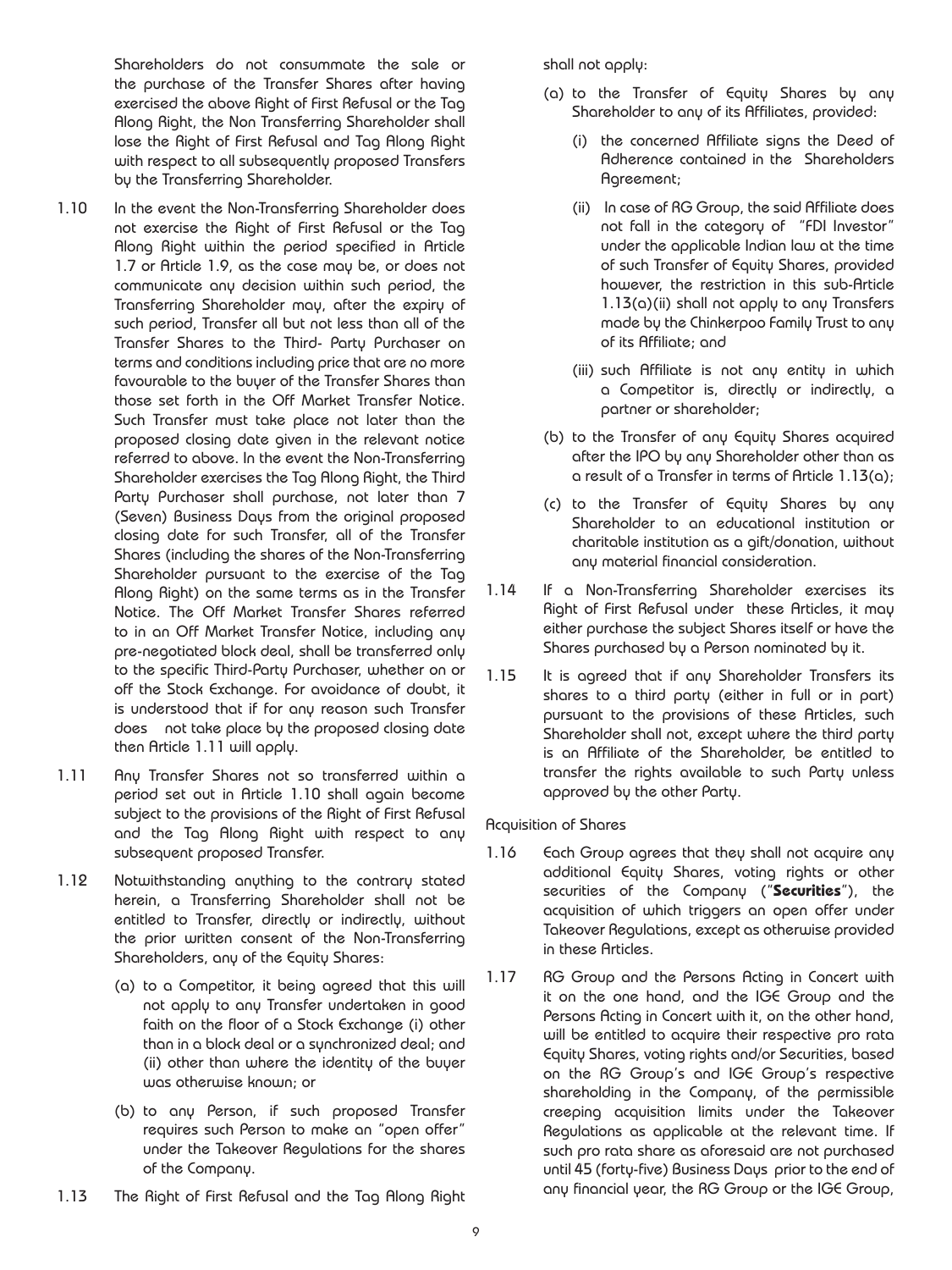Shareholders do not consummate the sale or the purchase of the Transfer Shares after having exercised the above Right of First Refusal or the Tag Along Right, the Non Transferring Shareholder shall lose the Right of First Refusal and Tag Along Right with respect to all subsequently proposed Transfers by the Transferring Shareholder.

1.10 In the event the Non-Transferring Shareholder does not exercise the Right of First Refusal or the Tag Along Right within the period specified in Article 1.7 or Article 1.9, as the case may be, or does not communicate any decision within such period, the Transferring Shareholder may, after the expiry of such period, Transfer all but not less than all of the Transfer Shares to the Third- Party Purchaser on terms and conditions including price that are no more favourable to the buyer of the Transfer Shares than those set forth in the Off Market Transfer Notice. Such Transfer must take place not later than the proposed closing date given in the relevant notice referred to above. In the event the Non-Transferring Shareholder exercises the Tag Along Right, the Third Party Purchaser shall purchase, not later than 7 (Seven) Business Days from the original proposed closing date for such Transfer, all of the Transfer Shares (including the shares of the Non-Transferring Shareholder pursuant to the exercise of the Tag Along Right) on the same terms as in the Transfer Notice. The Off Market Transfer Shares referred to in an Off Market Transfer Notice, including any pre-negotiated block deal, shall be transferred only to the specific Third-Party Purchaser, whether on or off the Stock Exchange. For avoidance of doubt, it is understood that if for any reason such Transfer does not take place by the proposed closing date then Article 1.11 will apply.

1.11 Any Transfer Shares not so transferred within a period set out in Article 1.10 shall again become subject to the provisions of the Right of First Refusal and the Tag Along Right with respect to any subsequent proposed Transfer.

1.12 Notwithstanding anything to the contrary stated herein, a Transferring Shareholder shall not be entitled to Transfer, directly or indirectly, without the prior written consent of the Non-Transferring Shareholders, any of the Equity Shares:

(a) to a Competitor, it being agreed that this will not apply to any Transfer undertaken in good faith on the floor of a Stock Exchange (i) other than in a block deal or a synchronized deal; and (ii) other than where the identity of the buyer was otherwise known; or

(b) to any Person, if such proposed Transfer requires such Person to make an "open offer" under the Takeover Regulations for the shares of the Company.

1.13 The Right of First Refusal and the Tag Along Right shall not apply:

(a) to the Transfer of Equity Shares by any Shareholder to any of its Affiliates, provided:

(i) the concerned Affiliate signs the Deed of Adherence contained in the Shareholders Agreement;

(ii) In case of RG Group, the said Affiliate does not fall in the category of "FDI Investor" under the applicable Indian law at the time of such Transfer of Equity Shares, provided however, the restriction in this sub-Article 1.13(a)(ii) shall not apply to any Transfers made by the Chinkerpoo Family Trust to any of its Affiliate; and

(iii) such Affiliate is not any entity in which a Competitor is, directly or indirectly, a partner or shareholder;

(b) to the Transfer of any Equity Shares acquired after the IPO by any Shareholder other than as a result of a Transfer in terms of Article 1.13(a);

(c) to the Transfer of Equity Shares by any Shareholder to an educational institution or charitable institution as a gift/donation, without any material financial consideration.

1.14 If a Non-Transferring Shareholder exercises its Right of First Refusal under these Articles, it may either purchase the subject Shares itself or have the Shares purchased by a Person nominated by it.

1.15 It is agreed that if any Shareholder Transfers its shares to a third party (either in full or in part) pursuant to the provisions of these Articles, such Shareholder shall not, except where the third party is an Affiliate of the Shareholder, be entitled to transfer the rights available to such Party unless approved by the other Party.

Acquisition of Shares

1.16 Each Group agrees that they shall not acquire any additional Equity Shares, voting rights or other securities of the Company ("**Securities**"), the acquisition of which triggers an open offer under Takeover Regulations, except as otherwise provided in these Articles.

1.17 RG Group and the Persons Acting in Concert with it on the one hand, and the IGE Group and the Persons Acting in Concert with it, on the other hand, will be entitled to acquire their respective pro rata Equity Shares, voting rights and/or Securities, based on the RG Group's and IGE Group's respective shareholding in the Company, of the permissible creeping acquisition limits under the Takeover Regulations as applicable at the relevant time. If such pro rata share as aforesaid are not purchased until 45 (forty-five) Business Days prior to the end of any financial year, the RG Group or the IGE Group,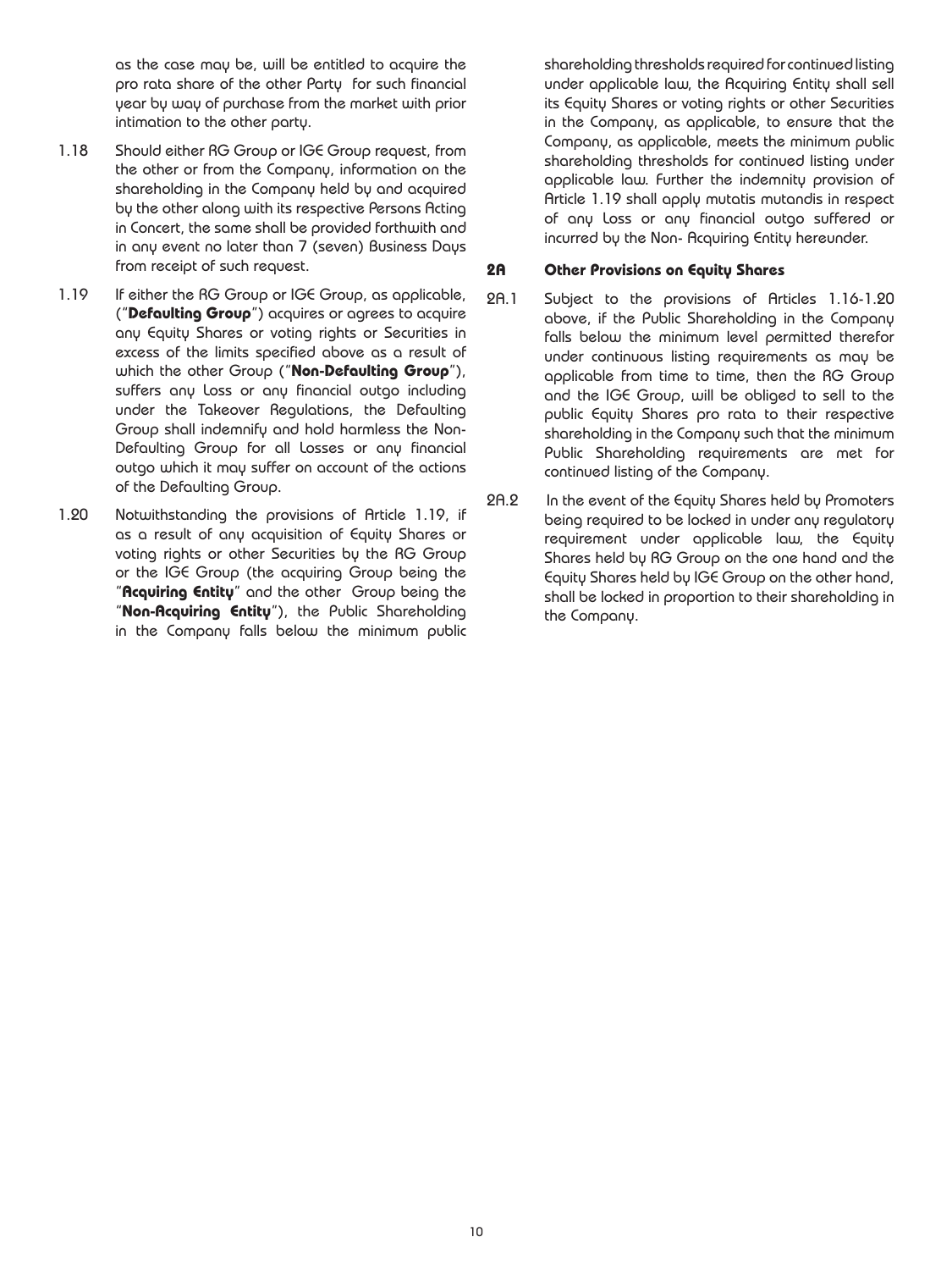as the case may be, will be entitled to acquire the pro rata share of the other Party for such financial year by way of purchase from the market with prior intimation to the other party.

1.18 Should either RG Group or IGE Group request, from the other or from the Company, information on the shareholding in the Company held by and acquired by the other along with its respective Persons Acting in Concert, the same shall be provided forthwith and in any event no later than 7 (seven) Business Days from receipt of such request.

1.19 If either the RG Group or IGE Group, as applicable, ("**Defaulting Group**") acquires or agrees to acquire any Equity Shares or voting rights or Securities in excess of the limits specified above as a result of which the other Group ("**Non-Defaulting Group**"), suffers any Loss or any financial outgo including under the Takeover Regulations, the Defaulting Group shall indemnify and hold harmless the Non-Defaulting Group for all Losses or any financial outgo which it may suffer on account of the actions of the Defaulting Group.

1.20 Notwithstanding the provisions of Article 1.19, if as a result of any acquisition of Equity Shares or voting rights or other Securities by the RG Group or the IGE Group (the acquiring Group being the "**Acquiring Entity**" and the other Group being the "**Non-Acquiring Entity**"), the Public Shareholding in the Company falls below the minimum public shareholding thresholds required for continued listing under applicable law, the Acquiring Entity shall sell its Equity Shares or voting rights or other Securities in the Company, as applicable, to ensure that the Company, as applicable, meets the minimum public shareholding thresholds for continued listing under applicable law. Further the indemnity provision of Article 1.19 shall apply mutatis mutandis in respect of any Loss or any financial outgo suffered or incurred by the Non- Acquiring Entity hereunder.

## 2A Other Provisions on Equity Shares

2A.1 Subject to the provisions of Articles 1.16-1.20 above, if the Public Shareholding in the Company falls below the minimum level permitted therefor under continuous listing requirements as may be applicable from time to time, then the RG Group and the IGE Group, will be obliged to sell to the public Equity Shares pro rata to their respective shareholding in the Company such that the minimum Public Shareholding requirements are met for continued listing of the Company.

2A.2 In the event of the Equity Shares held by Promoters being required to be locked in under any regulatory requirement under applicable law, the Equity Shares held by RG Group on the one hand and the Equity Shares held by IGE Group on the other hand, shall be locked in proportion to their shareholding in the Company.